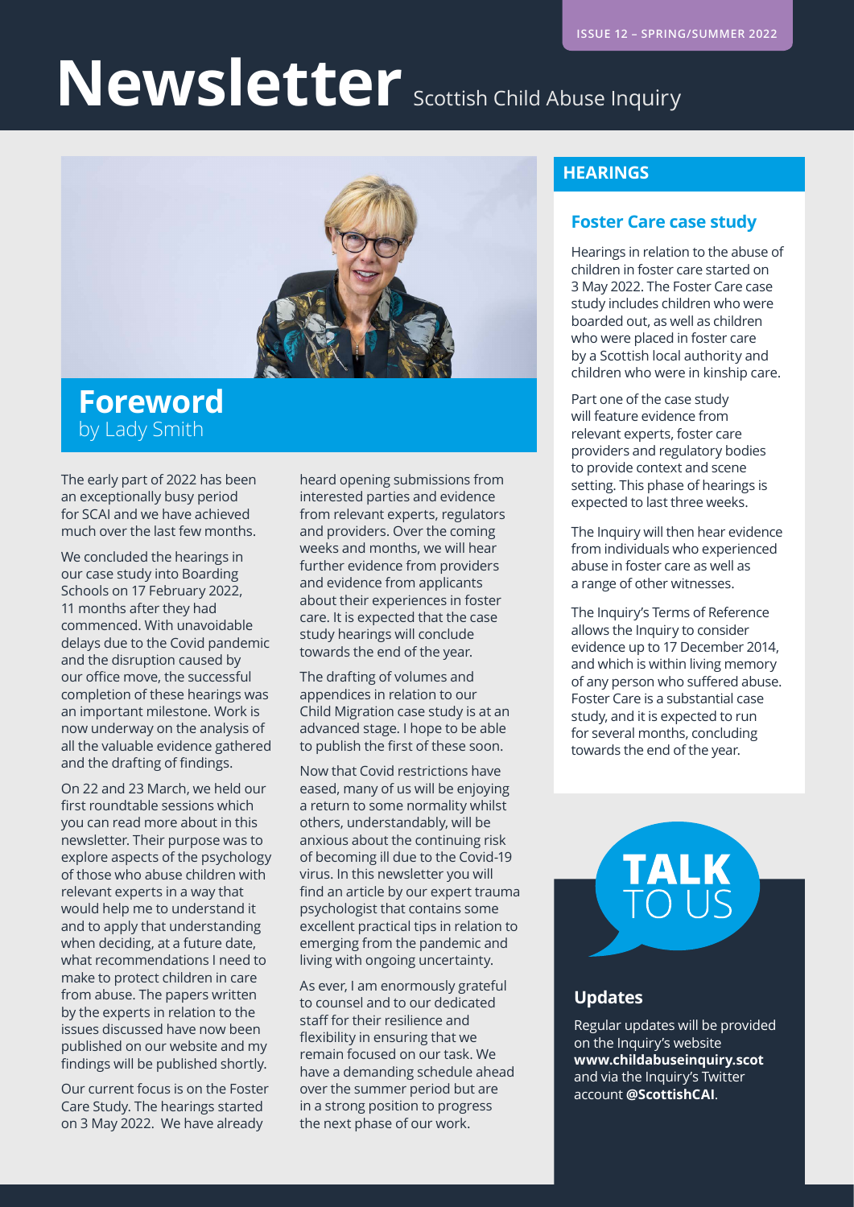ISSUE 12 – SPRING/SUMMER 2022

# Newsletter Scottish Child Abuse Inquiry

## Foreword
by Lady Smith

The early part of 2022 has been an exceptionally busy period for SCAI and we have achieved much over the last few months.

We concluded the hearings in our case study into Boarding Schools on 17 February 2022, 11 months after they had commenced. With unavoidable delays due to the Covid pandemic and the disruption caused by our office move, the successful completion of these hearings was an important milestone. Work is now underway on the analysis of all the valuable evidence gathered and the drafting of findings.

On 22 and 23 March, we held our first roundtable sessions which you can read more about in this newsletter. Their purpose was to explore aspects of the psychology of those who abuse children with relevant experts in a way that would help me to understand it and to apply that understanding when deciding, at a future date, what recommendations I need to make to protect children in care from abuse. The papers written by the experts in relation to the issues discussed have now been published on our website and my findings will be published shortly.

Our current focus is on the Foster Care Study. The hearings started on 3 May 2022. We have already heard opening submissions from interested parties and evidence from relevant experts, regulators and providers. Over the coming weeks and months, we will hear further evidence from providers and evidence from applicants about their experiences in foster care. It is expected that the case study hearings will conclude towards the end of the year.

The drafting of volumes and appendices in relation to our Child Migration case study is at an advanced stage. I hope to be able to publish the first of these soon.

Now that Covid restrictions have eased, many of us will be enjoying a return to some normality whilst others, understandably, will be anxious about the continuing risk of becoming ill due to the Covid-19 virus. In this newsletter you will find an article by our expert trauma psychologist that contains some excellent practical tips in relation to emerging from the pandemic and living with ongoing uncertainty.

As ever, I am enormously grateful to counsel and to our dedicated staff for their resilience and flexibility in ensuring that we remain focused on our task. We have a demanding schedule ahead over the summer period but are in a strong position to progress the next phase of our work.

## HEARINGS

### Foster Care case study

Hearings in relation to the abuse of children in foster care started on 3 May 2022. The Foster Care case study includes children who were boarded out, as well as children who were placed in foster care by a Scottish local authority and children who were in kinship care.

Part one of the case study will feature evidence from relevant experts, foster care providers and regulatory bodies to provide context and scene setting. This phase of hearings is expected to last three weeks.

The Inquiry will then hear evidence from individuals who experienced abuse in foster care as well as a range of other witnesses.

The Inquiry's Terms of Reference allows the Inquiry to consider evidence up to 17 December 2014, and which is within living memory of any person who suffered abuse. Foster Care is a substantial case study, and it is expected to run for several months, concluding towards the end of the year.

## TALK TO US

### Updates

Regular updates will be provided on the Inquiry's website **www.childabuseinquiry.scot** and via the Inquiry's Twitter account **@ScottishCAI**.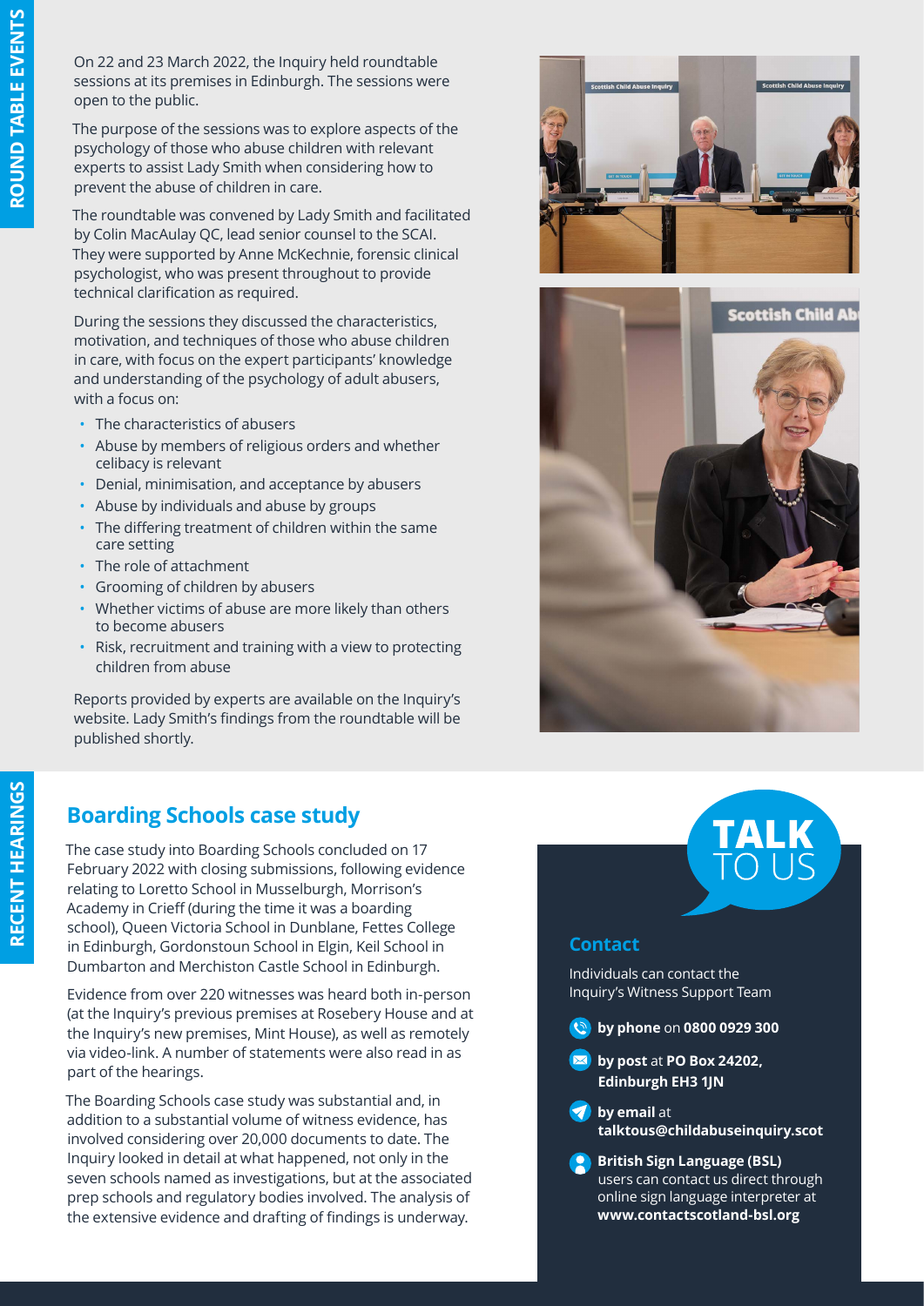# ROUND TABLE EVENTS

On 22 and 23 March 2022, the Inquiry held roundtable sessions at its premises in Edinburgh. The sessions were open to the public.

The purpose of the sessions was to explore aspects of the psychology of those who abuse children with relevant experts to assist Lady Smith when considering how to prevent the abuse of children in care.

The roundtable was convened by Lady Smith and facilitated by Colin MacAulay QC, lead senior counsel to the SCAI. They were supported by Anne McKechnie, forensic clinical psychologist, who was present throughout to provide technical clarification as required.

During the sessions they discussed the characteristics, motivation, and techniques of those who abuse children in care, with focus on the expert participants' knowledge and understanding of the psychology of adult abusers, with a focus on:

- The characteristics of abusers
- Abuse by members of religious orders and whether celibacy is relevant
- Denial, minimisation, and acceptance by abusers
- Abuse by individuals and abuse by groups
- The differing treatment of children within the same care setting
- The role of attachment
- Grooming of children by abusers
- Whether victims of abuse are more likely than others to become abusers
- Risk, recruitment and training with a view to protecting children from abuse

Reports provided by experts are available on the Inquiry's website. Lady Smith's findings from the roundtable will be published shortly.

# RECENT HEARINGS

## Boarding Schools case study

The case study into Boarding Schools concluded on 17 February 2022 with closing submissions, following evidence relating to Loretto School in Musselburgh, Morrison's Academy in Crieff (during the time it was a boarding school), Queen Victoria School in Dunblane, Fettes College in Edinburgh, Gordonstoun School in Elgin, Keil School in Dumbarton and Merchiston Castle School in Edinburgh.

Evidence from over 220 witnesses was heard both in-person (at the Inquiry's previous premises at Rosebery House and at the Inquiry's new premises, Mint House), as well as remotely via video-link. A number of statements were also read in as part of the hearings.

The Boarding Schools case study was substantial and, in addition to a substantial volume of witness evidence, has involved considering over 20,000 documents to date. The Inquiry looked in detail at what happened, not only in the seven schools named as investigations, but at the associated prep schools and regulatory bodies involved. The analysis of the extensive evidence and drafting of findings is underway.

**TALK** TO US

### Contact

Individuals can contact the Inquiry's Witness Support Team

- **by phone** on **0800 0929 300**
- **by post** at **PO Box 24202, Edinburgh EH3 1JN**
- **by email** at **talktous@childabuseinquiry.scot**
- **British Sign Language (BSL)** users can contact us direct through online sign language interpreter at **www.contactscotland-bsl.org**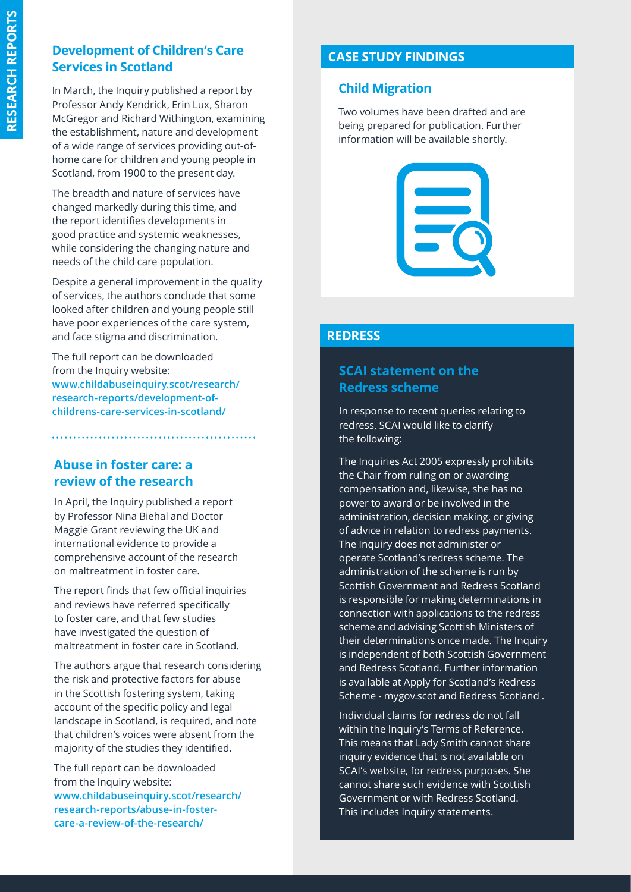## Development of Children's Care Services in Scotland

In March, the Inquiry published a report by Professor Andy Kendrick, Erin Lux, Sharon McGregor and Richard Withington, examining the establishment, nature and development of a wide range of services providing out-of-home care for children and young people in Scotland, from 1900 to the present day.

The breadth and nature of services have changed markedly during this time, and the report identifies developments in good practice and systemic weaknesses, while considering the changing nature and needs of the child care population.

Despite a general improvement in the quality of services, the authors conclude that some looked after children and young people still have poor experiences of the care system, and face stigma and discrimination.

The full report can be downloaded from the Inquiry website: **www.childabuseinquiry.scot/research/research-reports/development-of-childrens-care-services-in-scotland/**

## Abuse in foster care: a review of the research

In April, the Inquiry published a report by Professor Nina Biehal and Doctor Maggie Grant reviewing the UK and international evidence to provide a comprehensive account of the research on maltreatment in foster care.

The report finds that few official inquiries and reviews have referred specifically to foster care, and that few studies have investigated the question of maltreatment in foster care in Scotland.

The authors argue that research considering the risk and protective factors for abuse in the Scottish fostering system, taking account of the specific policy and legal landscape in Scotland, is required, and note that children's voices were absent from the majority of the studies they identified.

The full report can be downloaded from the Inquiry website: **www.childabuseinquiry.scot/research/research-reports/abuse-in-foster-care-a-review-of-the-research/**

# CASE STUDY FINDINGS

## Child Migration

Two volumes have been drafted and are being prepared for publication. Further information will be available shortly.

# REDRESS

## SCAI statement on the Redress scheme

In response to recent queries relating to redress, SCAI would like to clarify the following:

The Inquiries Act 2005 expressly prohibits the Chair from ruling on or awarding compensation and, likewise, she has no power to award or be involved in the administration, decision making, or giving of advice in relation to redress payments. The Inquiry does not administer or operate Scotland's redress scheme. The administration of the scheme is run by Scottish Government and Redress Scotland is responsible for making determinations in connection with applications to the redress scheme and advising Scottish Ministers of their determinations once made. The Inquiry is independent of both Scottish Government and Redress Scotland. Further information is available at Apply for Scotland's Redress Scheme - mygov.scot and Redress Scotland .

Individual claims for redress do not fall within the Inquiry's Terms of Reference. This means that Lady Smith cannot share inquiry evidence that is not available on SCAI's website, for redress purposes. She cannot share such evidence with Scottish Government or with Redress Scotland. This includes Inquiry statements.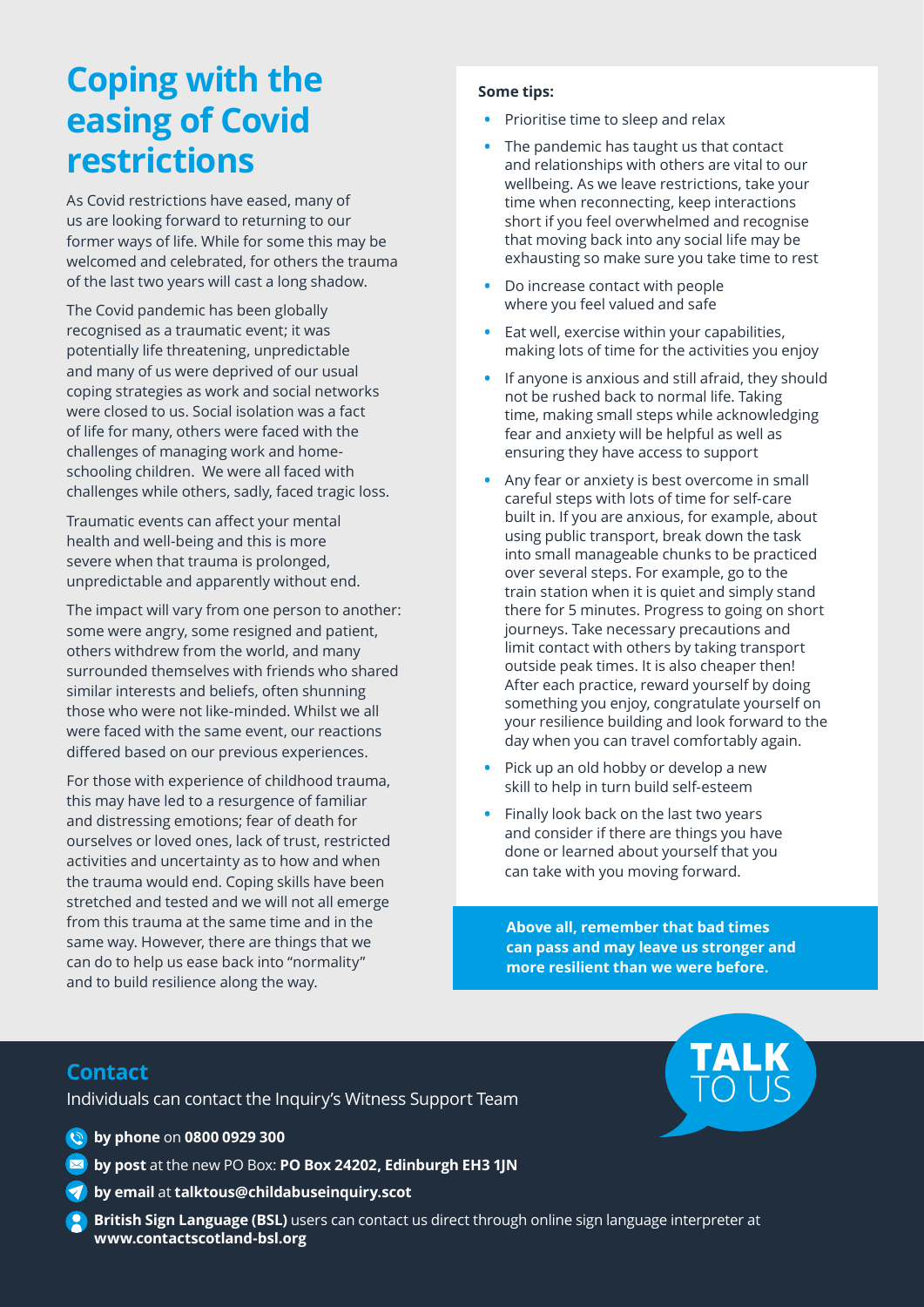# Coping with the easing of Covid restrictions

As Covid restrictions have eased, many of us are looking forward to returning to our former ways of life. While for some this may be welcomed and celebrated, for others the trauma of the last two years will cast a long shadow.

The Covid pandemic has been globally recognised as a traumatic event; it was potentially life threatening, unpredictable and many of us were deprived of our usual coping strategies as work and social networks were closed to us. Social isolation was a fact of life for many, others were faced with the challenges of managing work and home-schooling children. We were all faced with challenges while others, sadly, faced tragic loss.

Traumatic events can affect your mental health and well-being and this is more severe when that trauma is prolonged, unpredictable and apparently without end.

The impact will vary from one person to another: some were angry, some resigned and patient, others withdrew from the world, and many surrounded themselves with friends who shared similar interests and beliefs, often shunning those who were not like-minded. Whilst we all were faced with the same event, our reactions differed based on our previous experiences.

For those with experience of childhood trauma, this may have led to a resurgence of familiar and distressing emotions; fear of death for ourselves or loved ones, lack of trust, restricted activities and uncertainty as to how and when the trauma would end. Coping skills have been stretched and tested and we will not all emerge from this trauma at the same time and in the same way. However, there are things that we can do to help us ease back into "normality" and to build resilience along the way.

**Some tips:**

- Prioritise time to sleep and relax
- The pandemic has taught us that contact and relationships with others are vital to our wellbeing. As we leave restrictions, take your time when reconnecting, keep interactions short if you feel overwhelmed and recognise that moving back into any social life may be exhausting so make sure you take time to rest
- Do increase contact with people where you feel valued and safe
- Eat well, exercise within your capabilities, making lots of time for the activities you enjoy
- If anyone is anxious and still afraid, they should not be rushed back to normal life. Taking time, making small steps while acknowledging fear and anxiety will be helpful as well as ensuring they have access to support
- Any fear or anxiety is best overcome in small careful steps with lots of time for self-care built in. If you are anxious, for example, about using public transport, break down the task into small manageable chunks to be practiced over several steps. For example, go to the train station when it is quiet and simply stand there for 5 minutes. Progress to going on short journeys. Take necessary precautions and limit contact with others by taking transport outside peak times. It is also cheaper then! After each practice, reward yourself by doing something you enjoy, congratulate yourself on your resilience building and look forward to the day when you can travel comfortably again.
- Pick up an old hobby or develop a new skill to help in turn build self-esteem
- Finally look back on the last two years and consider if there are things you have done or learned about yourself that you can take with you moving forward.

**Above all, remember that bad times can pass and may leave us stronger and more resilient than we were before.**

## Contact

TALK TO US

Individuals can contact the Inquiry's Witness Support Team

- **by phone** on **0800 0929 300**
- **by post** at the new PO Box: **PO Box 24202, Edinburgh EH3 1JN**
- **by email** at **talktous@childabuseinquiry.scot**
- **British Sign Language (BSL)** users can contact us direct through online sign language interpreter at **www.contactscotland-bsl.org**